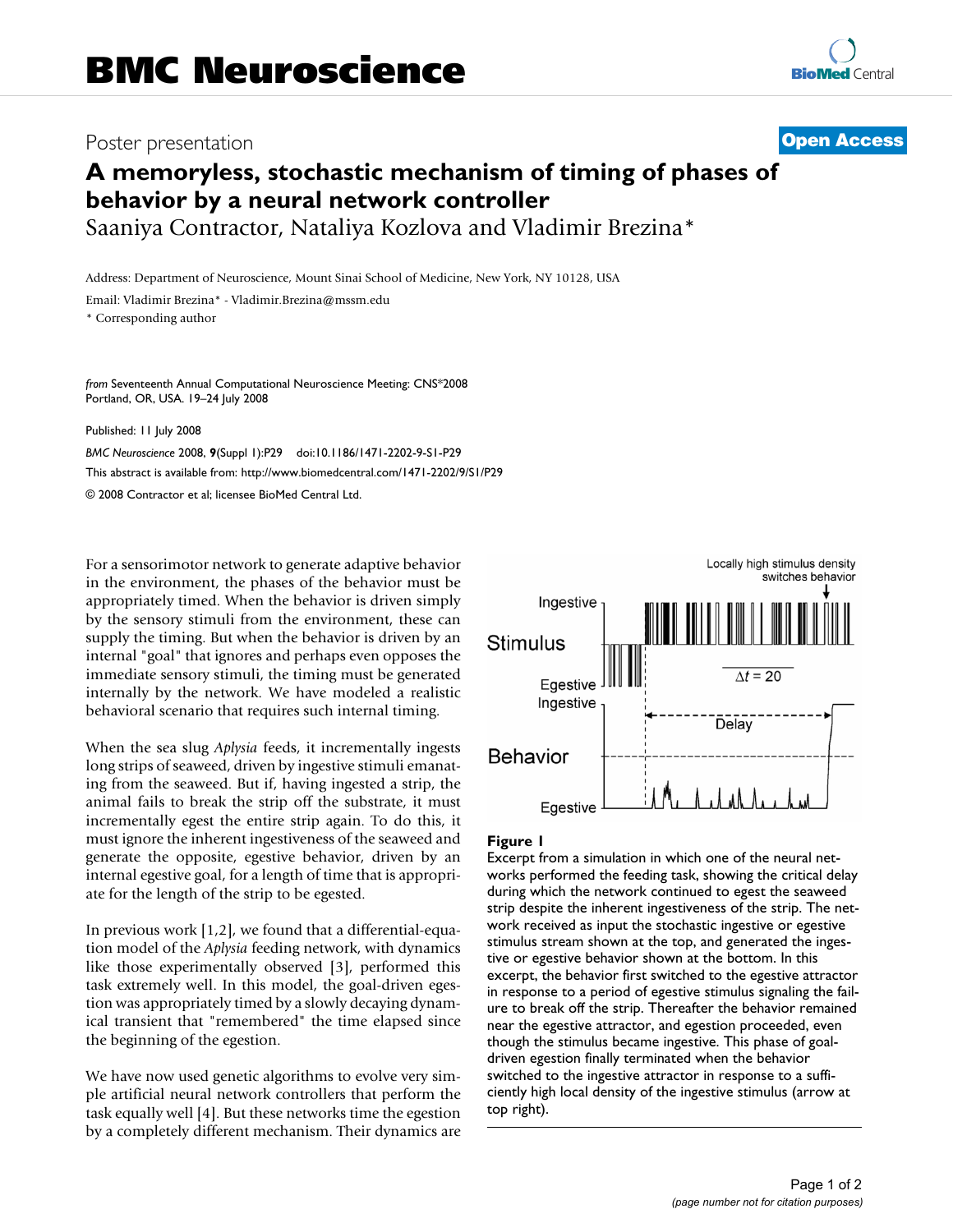BMC Neuroscience

Poster presentation

**Open Access**

# A memoryless, stochastic mechanism of timing of phases of behavior by a neural network controller

Saaniya Contractor, Nataliya Kozlova and Vladimir Brezina*

Address: Department of Neuroscience, Mount Sinai School of Medicine, New York, NY 10128, USA

Email: Vladimir Brezina* - Vladimir.Brezina@mssm.edu

* Corresponding author

*from* Seventeenth Annual Computational Neuroscience Meeting: CNS*2008
Portland, OR, USA. 19–24 July 2008

Published: 11 July 2008

*BMC Neuroscience* 2008, **9**(Suppl 1):P29 doi:10.1186/1471-2202-9-S1-P29

This abstract is available from: http://www.biomedcentral.com/1471-2202/9/S1/P29

© 2008 Contractor et al; licensee BioMed Central Ltd.

For a sensorimotor network to generate adaptive behavior in the environment, the phases of the behavior must be appropriately timed. When the behavior is driven simply by the sensory stimuli from the environment, these can supply the timing. But when the behavior is driven by an internal "goal" that ignores and perhaps even opposes the immediate sensory stimuli, the timing must be generated internally by the network. We have modeled a realistic behavioral scenario that requires such internal timing.

When the sea slug *Aplysia* feeds, it incrementally ingests long strips of seaweed, driven by ingestive stimuli emanating from the seaweed. But if, having ingested a strip, the animal fails to break the strip off the substrate, it must incrementally egest the entire strip again. To do this, it must ignore the inherent ingestiveness of the seaweed and generate the opposite, egestive behavior, driven by an internal egestive goal, for a length of time that is appropriate for the length of the strip to be egested.

In previous work [1,2], we found that a differential-equation model of the *Aplysia* feeding network, with dynamics like those experimentally observed [3], performed this task extremely well. In this model, the goal-driven egestion was appropriately timed by a slowly decaying dynamical transient that "remembered" the time elapsed since the beginning of the egestion.

We have now used genetic algorithms to evolve very simple artificial neural network controllers that perform the task equally well [4]. But these networks time the egestion by a completely different mechanism. Their dynamics are

**Figure 1**
Excerpt from a simulation in which one of the neural networks performed the feeding task, showing the critical delay during which the network continued to egest the seaweed strip despite the inherent ingestiveness of the strip. The network received as input the stochastic ingestive or egestive stimulus stream shown at the top, and generated the ingestive or egestive behavior shown at the bottom. In this excerpt, the behavior first switched to the egestive attractor in response to a period of egestive stimulus signaling the failure to break off the strip. Thereafter the behavior remained near the egestive attractor, and egestion proceeded, even though the stimulus became ingestive. This phase of goal-driven egestion finally terminated when the behavior switched to the ingestive attractor in response to a sufficiently high local density of the ingestive stimulus (arrow at top right).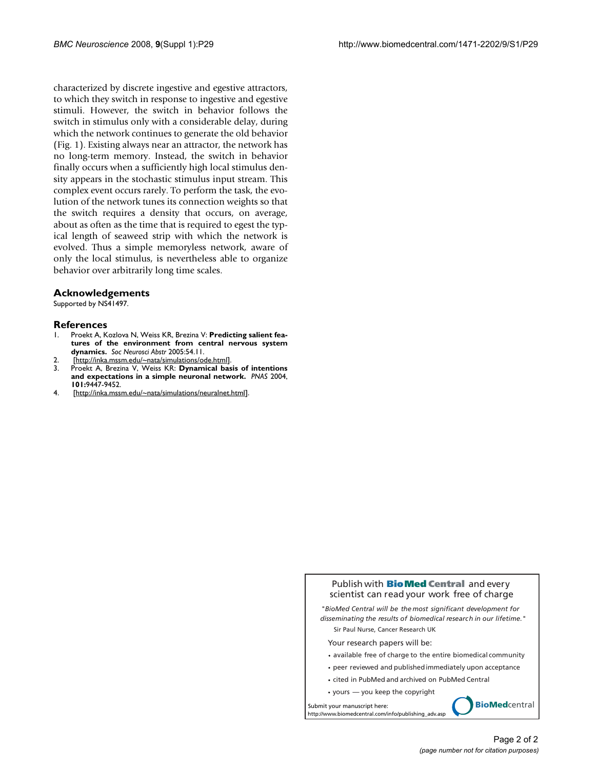characterized by discrete ingestive and egestive attractors, to which they switch in response to ingestive and egestive stimuli. However, the switch in behavior follows the switch in stimulus only with a considerable delay, during which the network continues to generate the old behavior (Fig. 1). Existing always near an attractor, the network has no long-term memory. Instead, the switch in behavior finally occurs when a sufficiently high local stimulus density appears in the stochastic stimulus input stream. This complex event occurs rarely. To perform the task, the evolution of the network tunes its connection weights so that the switch requires a density that occurs, on average, about as often as the time that is required to egest the typical length of seaweed strip with which the network is evolved. Thus a simple memoryless network, aware of only the local stimulus, is nevertheless able to organize behavior over arbitrarily long time scales.

## Acknowledgements

Supported by NS41497.

## References

1. Proekt A, Kozlova N, Weiss KR, Brezina V: **Predicting salient features of the environment from central nervous system dynamics.** *Soc Neurosci Abstr* 2005:54.11.
2. [http://inka.mssm.edu/~nata/simulations/ode.html].
3. Proekt A, Brezina V, Weiss KR: **Dynamical basis of intentions and expectations in a simple neuronal network.** *PNAS* 2004, **101:**9447-9452.
4. [http://inka.mssm.edu/~nata/simulations/neuralnet.html].

Publish with **BioMed Central** and every scientist can read your work free of charge

*"BioMed Central will be the most significant development for disseminating the results of biomedical research in our lifetime."*

Sir Paul Nurse, Cancer Research UK

Your research papers will be:

- available free of charge to the entire biomedical community
- peer reviewed and published immediately upon acceptance
- cited in PubMed and archived on PubMed Central
- yours — you keep the copyright

Submit your manuscript here:
http://www.biomedcentral.com/info/publishing_adv.asp

BioMedcentral